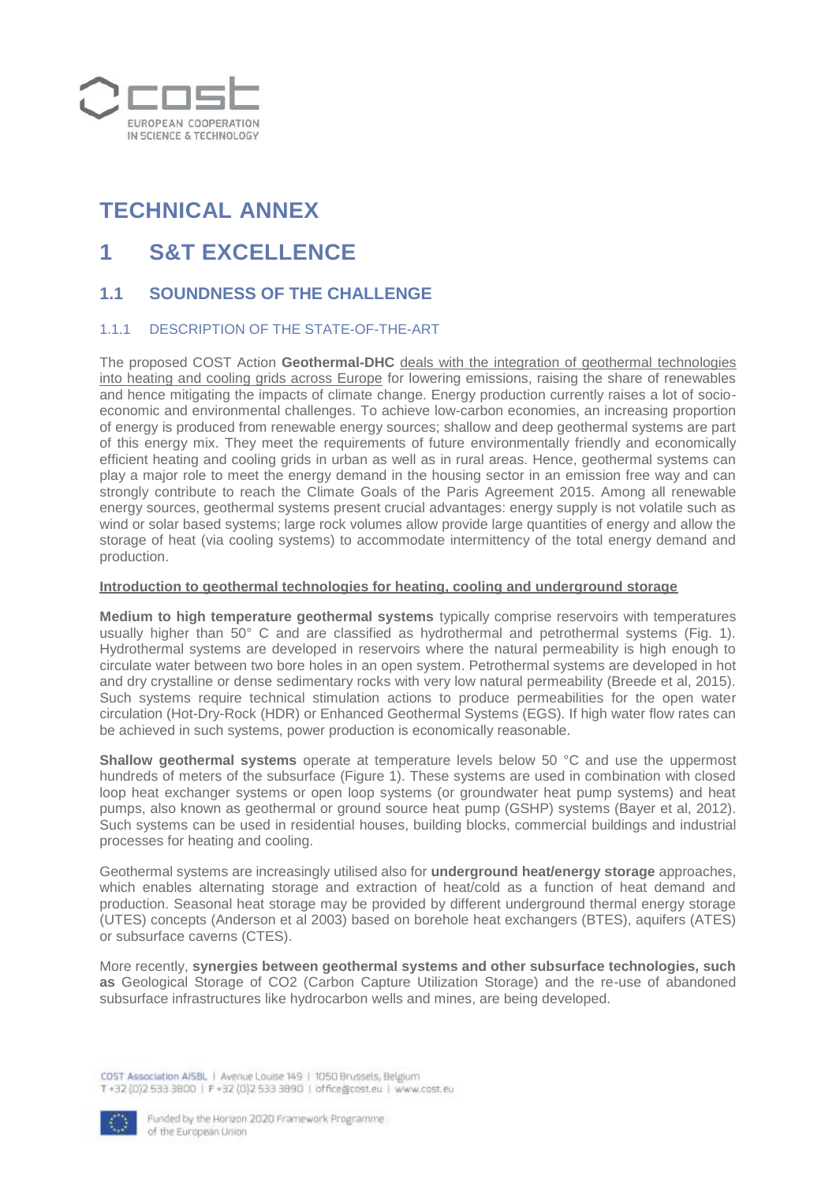# TECHNICAL ANNEX

# 1 S&T EXCELLENCE

## 1.1 SOUNDNESS OF THE CHALLENGE

### 1.1.1 DESCRIPTION OF THE STATE-OF-THE-ART

The proposed COST Action **Geothermal-DHC** deals with the integration of geothermal technologies into heating and cooling grids across Europe for lowering emissions, raising the share of renewables and hence mitigating the impacts of climate change. Energy production currently raises a lot of socio-economic and environmental challenges. To achieve low-carbon economies, an increasing proportion of energy is produced from renewable energy sources; shallow and deep geothermal systems are part of this energy mix. They meet the requirements of future environmentally friendly and economically efficient heating and cooling grids in urban as well as in rural areas. Hence, geothermal systems can play a major role to meet the energy demand in the housing sector in an emission free way and can strongly contribute to reach the Climate Goals of the Paris Agreement 2015. Among all renewable energy sources, geothermal systems present crucial advantages: energy supply is not volatile such as wind or solar based systems; large rock volumes allow provide large quantities of energy and allow the storage of heat (via cooling systems) to accommodate intermittency of the total energy demand and production.

**Introduction to geothermal technologies for heating, cooling and underground storage**

**Medium to high temperature geothermal systems** typically comprise reservoirs with temperatures usually higher than 50° C and are classified as hydrothermal and petrothermal systems (Fig. 1). Hydrothermal systems are developed in reservoirs where the natural permeability is high enough to circulate water between two bore holes in an open system. Petrothermal systems are developed in hot and dry crystalline or dense sedimentary rocks with very low natural permeability (Breede et al, 2015). Such systems require technical stimulation actions to produce permeabilities for the open water circulation (Hot-Dry-Rock (HDR) or Enhanced Geothermal Systems (EGS). If high water flow rates can be achieved in such systems, power production is economically reasonable.

**Shallow geothermal systems** operate at temperature levels below 50 °C and use the uppermost hundreds of meters of the subsurface (Figure 1). These systems are used in combination with closed loop heat exchanger systems or open loop systems (or groundwater heat pump systems) and heat pumps, also known as geothermal or ground source heat pump (GSHP) systems (Bayer et al, 2012). Such systems can be used in residential houses, building blocks, commercial buildings and industrial processes for heating and cooling.

Geothermal systems are increasingly utilised also for **underground heat/energy storage** approaches, which enables alternating storage and extraction of heat/cold as a function of heat demand and production. Seasonal heat storage may be provided by different underground thermal energy storage (UTES) concepts (Anderson et al 2003) based on borehole heat exchangers (BTES), aquifers (ATES) or subsurface caverns (CTES).

More recently, **synergies between geothermal systems and other subsurface technologies, such as** Geological Storage of $CO_2$ (Carbon Capture Utilization Storage) and the re-use of abandoned subsurface infrastructures like hydrocarbon wells and mines, are being developed.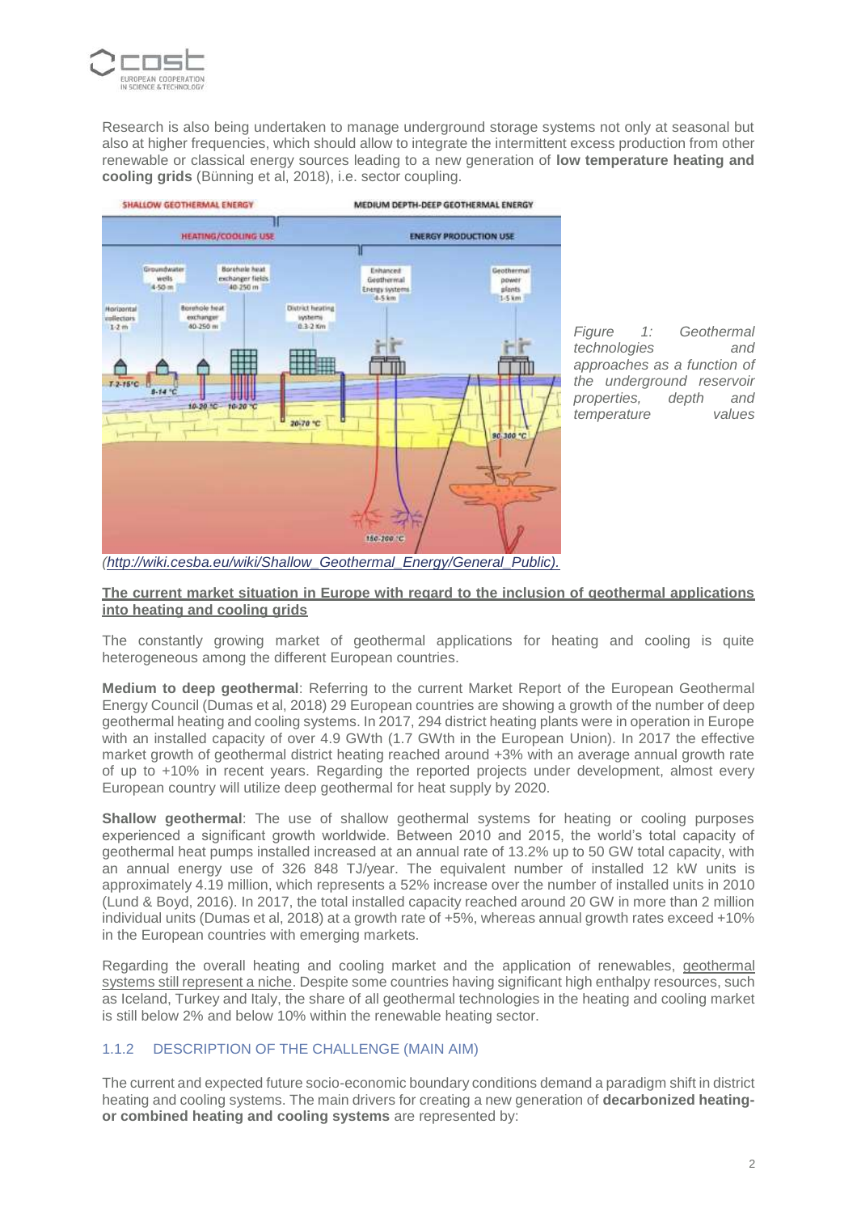Research is also being undertaken to manage underground storage systems not only at seasonal but also at higher frequencies, which should allow to integrate the intermittent excess production from other renewable or classical energy sources leading to a new generation of **low temperature heating and cooling grids** (Bünning et al, 2018), i.e. sector coupling.

*Figure 1: Geothermal technologies and approaches as a function of the underground reservoir properties, depth and temperature values*

*(http://wiki.cesba.eu/wiki/Shallow_Geothermal_Energy/General_Public).*

**The current market situation in Europe with regard to the inclusion of geothermal applications into heating and cooling grids**

The constantly growing market of geothermal applications for heating and cooling is quite heterogeneous among the different European countries.

**Medium to deep geothermal**: Referring to the current Market Report of the European Geothermal Energy Council (Dumas et al, 2018) 29 European countries are showing a growth of the number of deep geothermal heating and cooling systems. In 2017, 294 district heating plants were in operation in Europe with an installed capacity of over 4.9 GWth (1.7 GWth in the European Union). In 2017 the effective market growth of geothermal district heating reached around +3% with an average annual growth rate of up to +10% in recent years. Regarding the reported projects under development, almost every European country will utilize deep geothermal for heat supply by 2020.

**Shallow geothermal**: The use of shallow geothermal systems for heating or cooling purposes experienced a significant growth worldwide. Between 2010 and 2015, the world's total capacity of geothermal heat pumps installed increased at an annual rate of 13.2% up to 50 GW total capacity, with an annual energy use of 326 848 TJ/year. The equivalent number of installed 12 kW units is approximately 4.19 million, which represents a 52% increase over the number of installed units in 2010 (Lund & Boyd, 2016). In 2017, the total installed capacity reached around 20 GW in more than 2 million individual units (Dumas et al, 2018) at a growth rate of +5%, whereas annual growth rates exceed +10% in the European countries with emerging markets.

Regarding the overall heating and cooling market and the application of renewables, geothermal systems still represent a niche. Despite some countries having significant high enthalpy resources, such as Iceland, Turkey and Italy, the share of all geothermal technologies in the heating and cooling market is still below 2% and below 10% within the renewable heating sector.

### 1.1.2 DESCRIPTION OF THE CHALLENGE (MAIN AIM)

The current and expected future socio-economic boundary conditions demand a paradigm shift in district heating and cooling systems. The main drivers for creating a new generation of **decarbonized heating- or combined heating and cooling systems** are represented by: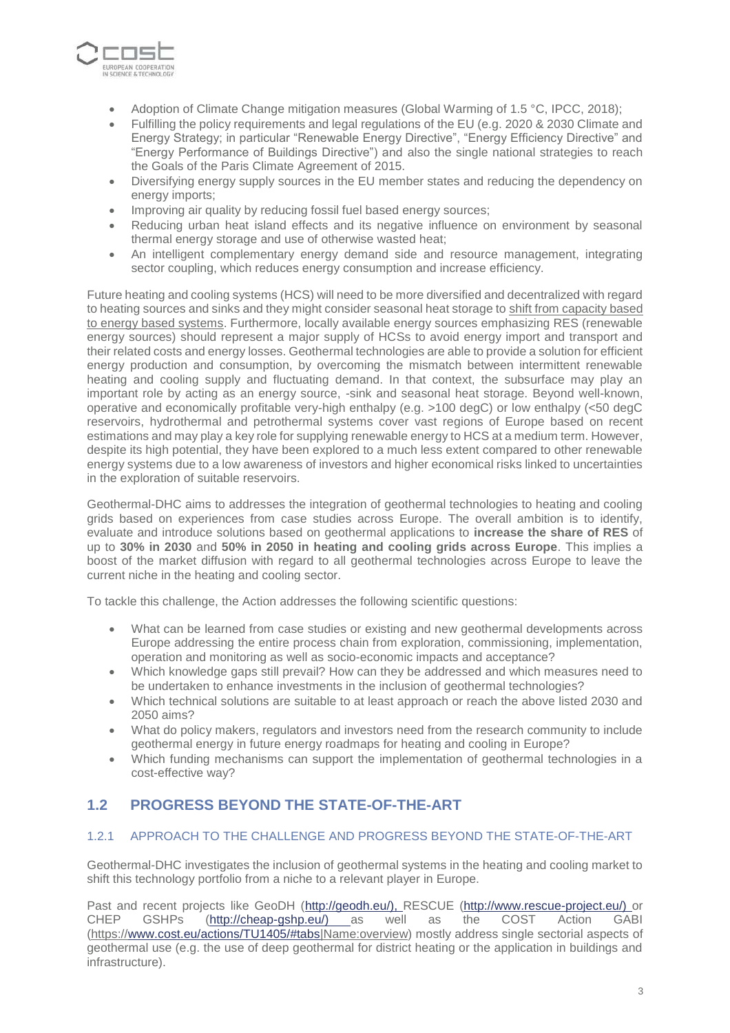- Adoption of Climate Change mitigation measures (Global Warming of 1.5 °C, IPCC, 2018);
- Fulfilling the policy requirements and legal regulations of the EU (e.g. 2020 & 2030 Climate and Energy Strategy; in particular "Renewable Energy Directive", "Energy Efficiency Directive" and "Energy Performance of Buildings Directive") and also the single national strategies to reach the Goals of the Paris Climate Agreement of 2015.
- Diversifying energy supply sources in the EU member states and reducing the dependency on energy imports;
- Improving air quality by reducing fossil fuel based energy sources;
- Reducing urban heat island effects and its negative influence on environment by seasonal thermal energy storage and use of otherwise wasted heat;
- An intelligent complementary energy demand side and resource management, integrating sector coupling, which reduces energy consumption and increase efficiency.

Future heating and cooling systems (HCS) will need to be more diversified and decentralized with regard to heating sources and sinks and they might consider seasonal heat storage to shift from capacity based to energy based systems. Furthermore, locally available energy sources emphasizing RES (renewable energy sources) should represent a major supply of HCSs to avoid energy import and transport and their related costs and energy losses. Geothermal technologies are able to provide a solution for efficient energy production and consumption, by overcoming the mismatch between intermittent renewable heating and cooling supply and fluctuating demand. In that context, the subsurface may play an important role by acting as an energy source, -sink and seasonal heat storage. Beyond well-known, operative and economically profitable very-high enthalpy (e.g. >100 degC) or low enthalpy (<50 degC reservoirs, hydrothermal and petrothermal systems cover vast regions of Europe based on recent estimations and may play a key role for supplying renewable energy to HCS at a medium term. However, despite its high potential, they have been explored to a much less extent compared to other renewable energy systems due to a low awareness of investors and higher economical risks linked to uncertainties in the exploration of suitable reservoirs.

Geothermal-DHC aims to addresses the integration of geothermal technologies to heating and cooling grids based on experiences from case studies across Europe. The overall ambition is to identify, evaluate and introduce solutions based on geothermal applications to **increase the share of RES** of up to **30% in 2030** and **50% in 2050 in heating and cooling grids across Europe**. This implies a boost of the market diffusion with regard to all geothermal technologies across Europe to leave the current niche in the heating and cooling sector.

To tackle this challenge, the Action addresses the following scientific questions:

- What can be learned from case studies or existing and new geothermal developments across Europe addressing the entire process chain from exploration, commissioning, implementation, operation and monitoring as well as socio-economic impacts and acceptance?
- Which knowledge gaps still prevail? How can they be addressed and which measures need to be undertaken to enhance investments in the inclusion of geothermal technologies?
- Which technical solutions are suitable to at least approach or reach the above listed 2030 and 2050 aims?
- What do policy makers, regulators and investors need from the research community to include geothermal energy in future energy roadmaps for heating and cooling in Europe?
- Which funding mechanisms can support the implementation of geothermal technologies in a cost-effective way?

## 1.2 PROGRESS BEYOND THE STATE-OF-THE-ART

### 1.2.1 APPROACH TO THE CHALLENGE AND PROGRESS BEYOND THE STATE-OF-THE-ART

Geothermal-DHC investigates the inclusion of geothermal systems in the heating and cooling market to shift this technology portfolio from a niche to a relevant player in Europe.

Past and recent projects like GeoDH (http://geodh.eu/), RESCUE (http://www.rescue-project.eu/) or CHEP GSHPs (http://cheap-gshp.eu/) as well as the COST Action GABI (https://www.cost.eu/actions/TU1405/#tabs|Name:overview) mostly address single sectorial aspects of geothermal use (e.g. the use of deep geothermal for district heating or the application in buildings and infrastructure).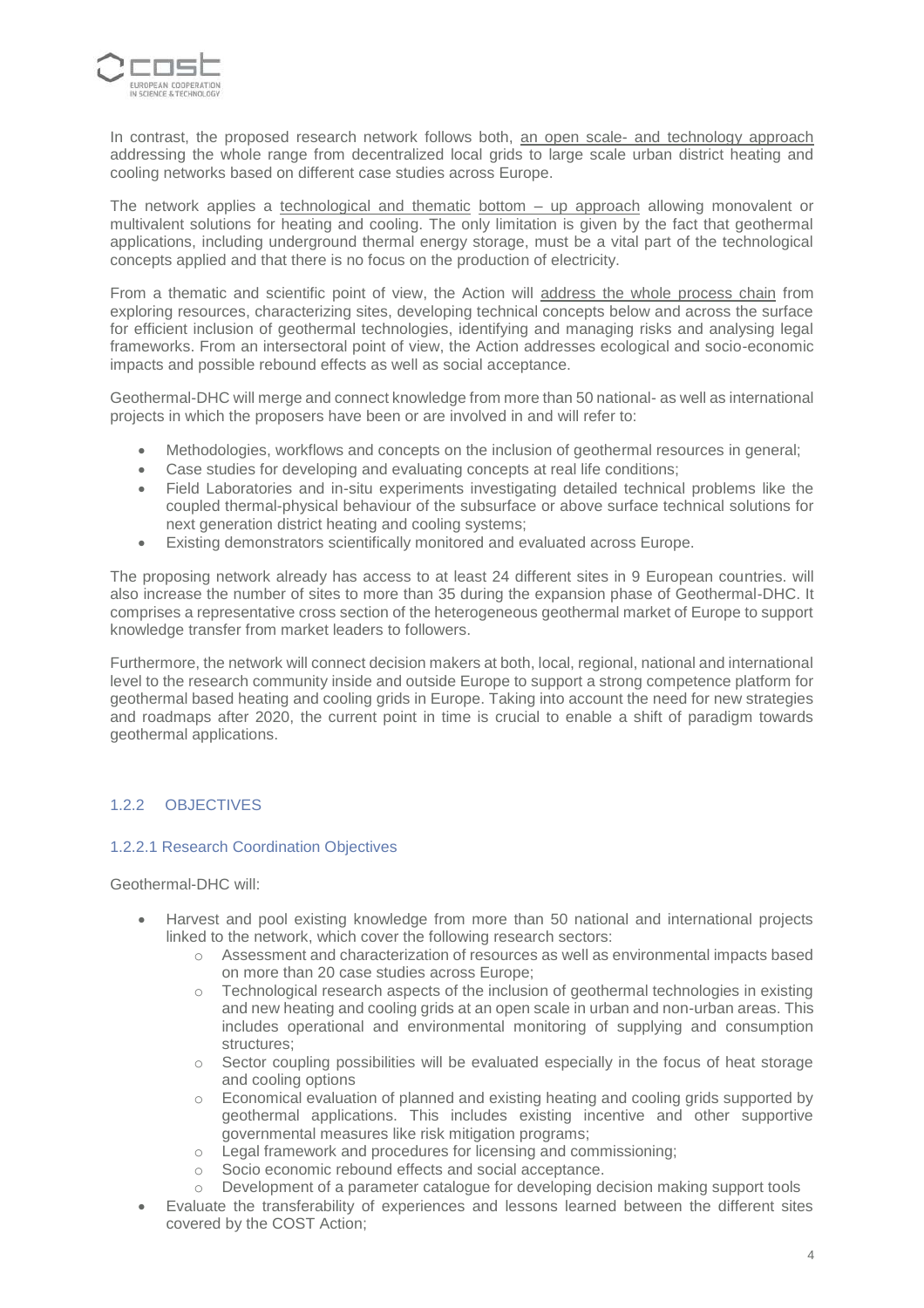In contrast, the proposed research network follows both, an open scale- and technology approach addressing the whole range from decentralized local grids to large scale urban district heating and cooling networks based on different case studies across Europe.

The network applies a technological and thematic bottom – up approach allowing monovalent or multivalent solutions for heating and cooling. The only limitation is given by the fact that geothermal applications, including underground thermal energy storage, must be a vital part of the technological concepts applied and that there is no focus on the production of electricity.

From a thematic and scientific point of view, the Action will address the whole process chain from exploring resources, characterizing sites, developing technical concepts below and across the surface for efficient inclusion of geothermal technologies, identifying and managing risks and analysing legal frameworks. From an intersectoral point of view, the Action addresses ecological and socio-economic impacts and possible rebound effects as well as social acceptance.

Geothermal-DHC will merge and connect knowledge from more than 50 national- as well as international projects in which the proposers have been or are involved in and will refer to:

- Methodologies, workflows and concepts on the inclusion of geothermal resources in general;
- Case studies for developing and evaluating concepts at real life conditions;
- Field Laboratories and in-situ experiments investigating detailed technical problems like the coupled thermal-physical behaviour of the subsurface or above surface technical solutions for next generation district heating and cooling systems;
- Existing demonstrators scientifically monitored and evaluated across Europe.

The proposing network already has access to at least 24 different sites in 9 European countries. will also increase the number of sites to more than 35 during the expansion phase of Geothermal-DHC. It comprises a representative cross section of the heterogeneous geothermal market of Europe to support knowledge transfer from market leaders to followers.

Furthermore, the network will connect decision makers at both, local, regional, national and international level to the research community inside and outside Europe to support a strong competence platform for geothermal based heating and cooling grids in Europe. Taking into account the need for new strategies and roadmaps after 2020, the current point in time is crucial to enable a shift of paradigm towards geothermal applications.

### 1.2.2 OBJECTIVES

#### 1.2.2.1 Research Coordination Objectives

Geothermal-DHC will:

- Harvest and pool existing knowledge from more than 50 national and international projects linked to the network, which cover the following research sectors:
    - Assessment and characterization of resources as well as environmental impacts based on more than 20 case studies across Europe;
    - Technological research aspects of the inclusion of geothermal technologies in existing and new heating and cooling grids at an open scale in urban and non-urban areas. This includes operational and environmental monitoring of supplying and consumption structures;
    - Sector coupling possibilities will be evaluated especially in the focus of heat storage and cooling options
    - Economical evaluation of planned and existing heating and cooling grids supported by geothermal applications. This includes existing incentive and other supportive governmental measures like risk mitigation programs;
    - Legal framework and procedures for licensing and commissioning;
    - Socio economic rebound effects and social acceptance.
    - Development of a parameter catalogue for developing decision making support tools
- Evaluate the transferability of experiences and lessons learned between the different sites covered by the COST Action;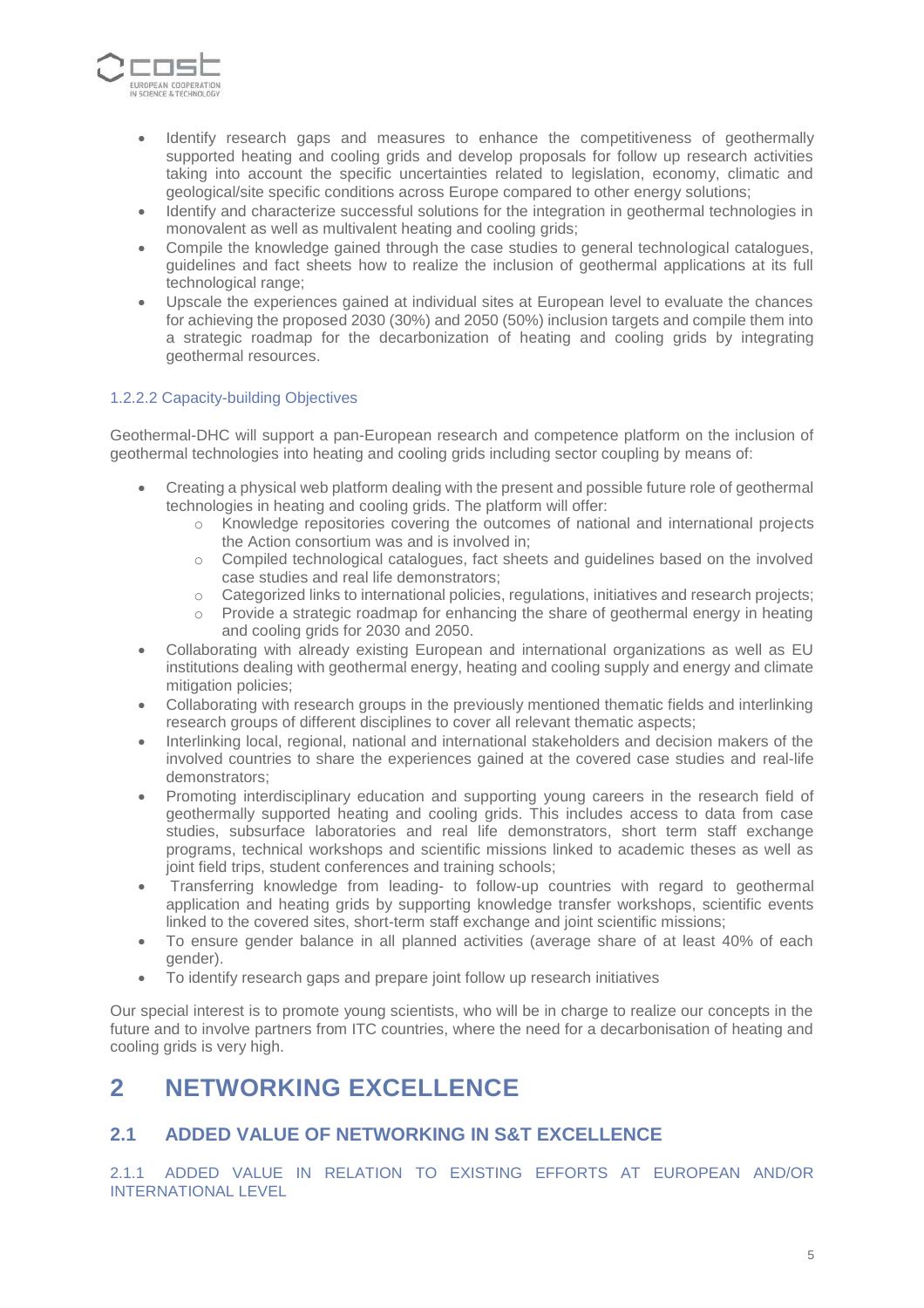- Identify research gaps and measures to enhance the competitiveness of geothermally supported heating and cooling grids and develop proposals for follow up research activities taking into account the specific uncertainties related to legislation, economy, climatic and geological/site specific conditions across Europe compared to other energy solutions;
- Identify and characterize successful solutions for the integration in geothermal technologies in monovalent as well as multivalent heating and cooling grids;
- Compile the knowledge gained through the case studies to general technological catalogues, guidelines and fact sheets how to realize the inclusion of geothermal applications at its full technological range;
- Upscale the experiences gained at individual sites at European level to evaluate the chances for achieving the proposed 2030 (30%) and 2050 (50%) inclusion targets and compile them into a strategic roadmap for the decarbonization of heating and cooling grids by integrating geothermal resources.

#### 1.2.2.2 Capacity-building Objectives

Geothermal-DHC will support a pan-European research and competence platform on the inclusion of geothermal technologies into heating and cooling grids including sector coupling by means of:

- Creating a physical web platform dealing with the present and possible future role of geothermal technologies in heating and cooling grids. The platform will offer:
  - Knowledge repositories covering the outcomes of national and international projects the Action consortium was and is involved in;
  - Compiled technological catalogues, fact sheets and guidelines based on the involved case studies and real life demonstrators;
  - Categorized links to international policies, regulations, initiatives and research projects;
  - Provide a strategic roadmap for enhancing the share of geothermal energy in heating and cooling grids for 2030 and 2050.
- Collaborating with already existing European and international organizations as well as EU institutions dealing with geothermal energy, heating and cooling supply and energy and climate mitigation policies;
- Collaborating with research groups in the previously mentioned thematic fields and interlinking research groups of different disciplines to cover all relevant thematic aspects;
- Interlinking local, regional, national and international stakeholders and decision makers of the involved countries to share the experiences gained at the covered case studies and real-life demonstrators;
- Promoting interdisciplinary education and supporting young careers in the research field of geothermally supported heating and cooling grids. This includes access to data from case studies, subsurface laboratories and real life demonstrators, short term staff exchange programs, technical workshops and scientific missions linked to academic theses as well as joint field trips, student conferences and training schools;
- Transferring knowledge from leading- to follow-up countries with regard to geothermal application and heating grids by supporting knowledge transfer workshops, scientific events linked to the covered sites, short-term staff exchange and joint scientific missions;
- To ensure gender balance in all planned activities (average share of at least 40% of each gender).
- To identify research gaps and prepare joint follow up research initiatives

Our special interest is to promote young scientists, who will be in charge to realize our concepts in the future and to involve partners from ITC countries, where the need for a decarbonisation of heating and cooling grids is very high.

# 2 NETWORKING EXCELLENCE

## 2.1 ADDED VALUE OF NETWORKING IN S&T EXCELLENCE

### 2.1.1 ADDED VALUE IN RELATION TO EXISTING EFFORTS AT EUROPEAN AND/OR INTERNATIONAL LEVEL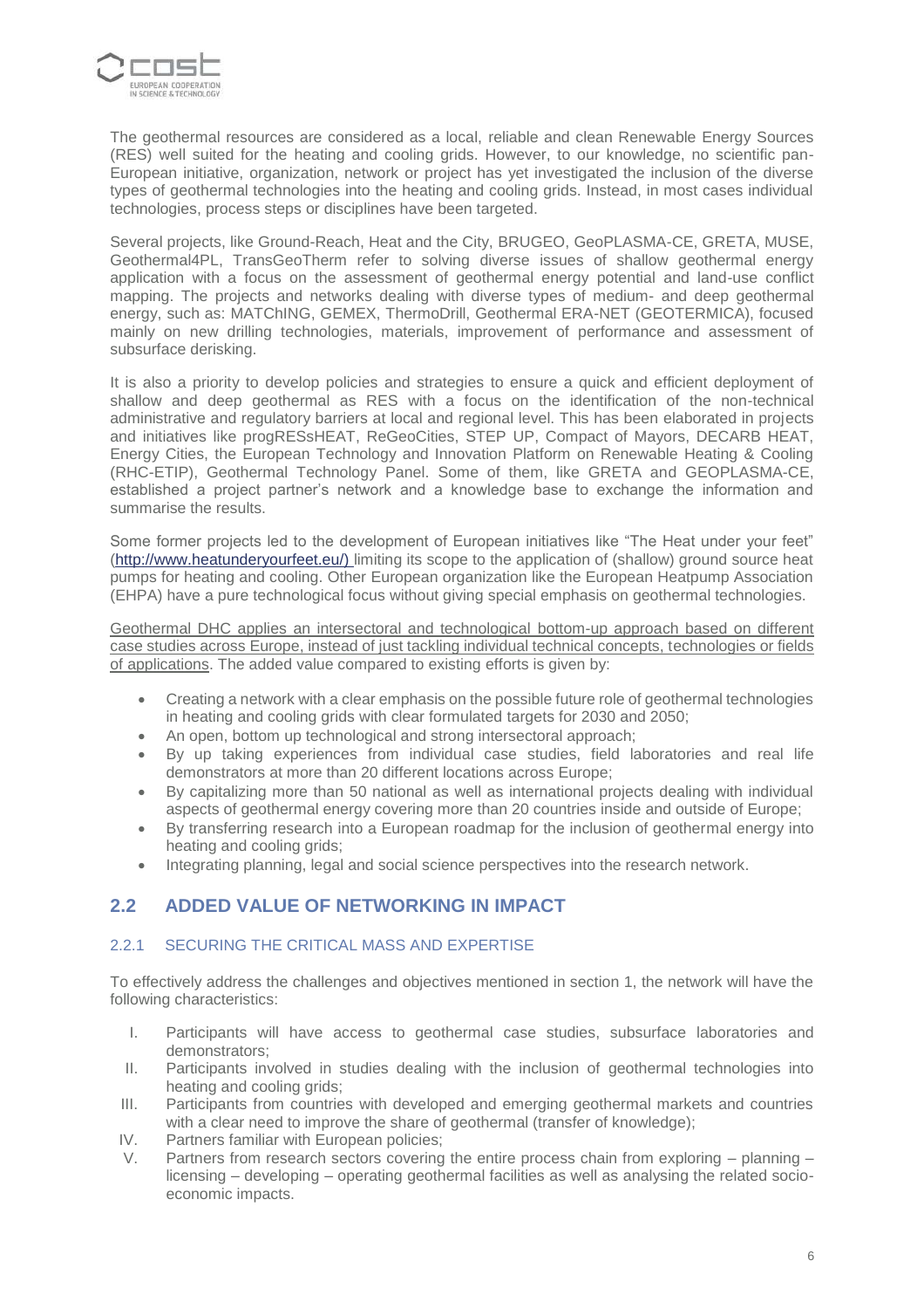The geothermal resources are considered as a local, reliable and clean Renewable Energy Sources (RES) well suited for the heating and cooling grids. However, to our knowledge, no scientific pan-European initiative, organization, network or project has yet investigated the inclusion of the diverse types of geothermal technologies into the heating and cooling grids. Instead, in most cases individual technologies, process steps or disciplines have been targeted.

Several projects, like Ground-Reach, Heat and the City, BRUGEO, GeoPLASMA-CE, GRETA, MUSE, Geothermal4PL, TransGeoTherm refer to solving diverse issues of shallow geothermal energy application with a focus on the assessment of geothermal energy potential and land-use conflict mapping. The projects and networks dealing with diverse types of medium- and deep geothermal energy, such as: MATChING, GEMEX, ThermoDrill, Geothermal ERA-NET (GEOTERMICA), focused mainly on new drilling technologies, materials, improvement of performance and assessment of subsurface derisking.

It is also a priority to develop policies and strategies to ensure a quick and efficient deployment of shallow and deep geothermal as RES with a focus on the identification of the non-technical administrative and regulatory barriers at local and regional level. This has been elaborated in projects and initiatives like progRESsHEAT, ReGeoCities, STEP UP, Compact of Mayors, DECARB HEAT, Energy Cities, the European Technology and Innovation Platform on Renewable Heating & Cooling (RHC-ETIP), Geothermal Technology Panel. Some of them, like GRETA and GEOPLASMA-CE, established a project partner's network and a knowledge base to exchange the information and summarise the results.

Some former projects led to the development of European initiatives like "The Heat under your feet" (http://www.heatunderyourfeet.eu/) limiting its scope to the application of (shallow) ground source heat pumps for heating and cooling. Other European organization like the European Heatpump Association (EHPA) have a pure technological focus without giving special emphasis on geothermal technologies.

Geothermal DHC applies an intersectoral and technological bottom-up approach based on different case studies across Europe, instead of just tackling individual technical concepts, technologies or fields of applications. The added value compared to existing efforts is given by:

- Creating a network with a clear emphasis on the possible future role of geothermal technologies in heating and cooling grids with clear formulated targets for 2030 and 2050;
- An open, bottom up technological and strong intersectoral approach;
- By up taking experiences from individual case studies, field laboratories and real life demonstrators at more than 20 different locations across Europe;
- By capitalizing more than 50 national as well as international projects dealing with individual aspects of geothermal energy covering more than 20 countries inside and outside of Europe;
- By transferring research into a European roadmap for the inclusion of geothermal energy into heating and cooling grids;
- Integrating planning, legal and social science perspectives into the research network.

## 2.2 ADDED VALUE OF NETWORKING IN IMPACT

### 2.2.1 SECURING THE CRITICAL MASS AND EXPERTISE

To effectively address the challenges and objectives mentioned in section 1, the network will have the following characteristics:

I. Participants will have access to geothermal case studies, subsurface laboratories and demonstrators;
II. Participants involved in studies dealing with the inclusion of geothermal technologies into heating and cooling grids;
III. Participants from countries with developed and emerging geothermal markets and countries with a clear need to improve the share of geothermal (transfer of knowledge);
IV. Partners familiar with European policies;
V. Partners from research sectors covering the entire process chain from exploring – planning – licensing – developing – operating geothermal facilities as well as analysing the related socio-economic impacts.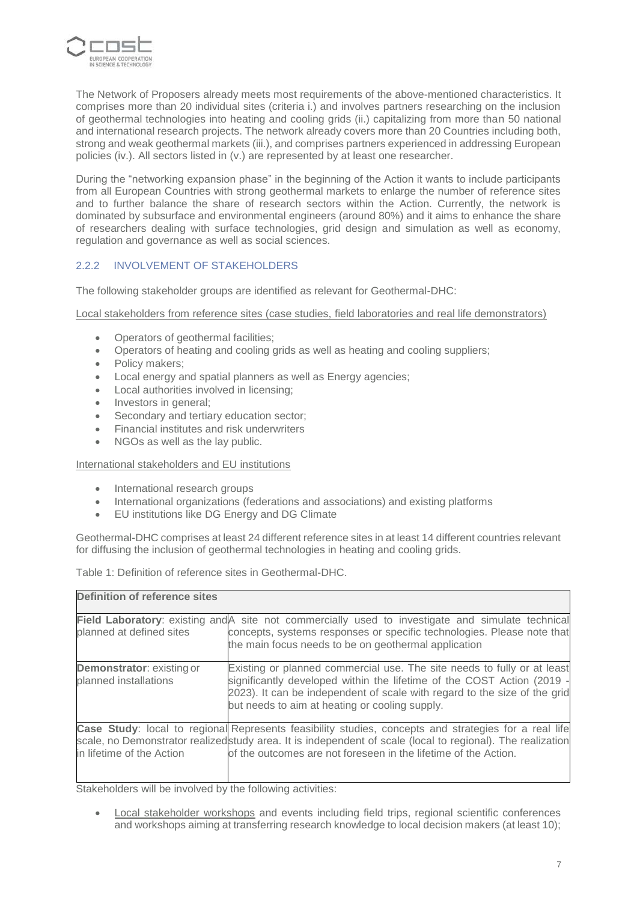The Network of Proposers already meets most requirements of the above-mentioned characteristics. It comprises more than 20 individual sites (criteria i.) and involves partners researching on the inclusion of geothermal technologies into heating and cooling grids (ii.) capitalizing from more than 50 national and international research projects. The network already covers more than 20 Countries including both, strong and weak geothermal markets (iii.), and comprises partners experienced in addressing European policies (iv.). All sectors listed in (v.) are represented by at least one researcher.

During the "networking expansion phase" in the beginning of the Action it wants to include participants from all European Countries with strong geothermal markets to enlarge the number of reference sites and to further balance the share of research sectors within the Action. Currently, the network is dominated by subsurface and environmental engineers (around 80%) and it aims to enhance the share of researchers dealing with surface technologies, grid design and simulation as well as economy, regulation and governance as well as social sciences.

### 2.2.2 INVOLVEMENT OF STAKEHOLDERS

The following stakeholder groups are identified as relevant for Geothermal-DHC:

Local stakeholders from reference sites (case studies, field laboratories and real life demonstrators)

- Operators of geothermal facilities;
- Operators of heating and cooling grids as well as heating and cooling suppliers;
- Policy makers;
- Local energy and spatial planners as well as Energy agencies;
- Local authorities involved in licensing;
- Investors in general;
- Secondary and tertiary education sector;
- Financial institutes and risk underwriters
- NGOs as well as the lay public.

International stakeholders and EU institutions

- International research groups
- International organizations (federations and associations) and existing platforms
- EU institutions like DG Energy and DG Climate

Geothermal-DHC comprises at least 24 different reference sites in at least 14 different countries relevant for diffusing the inclusion of geothermal technologies in heating and cooling grids.

Table 1: Definition of reference sites in Geothermal-DHC.

| **Definition of reference sites** | |
|---|---|
| **Field Laboratory**: existing and planned at defined sites | A site not commercially used to investigate and simulate technical concepts, systems responses or specific technologies. Please note that the main focus needs to be on geothermal application |
| **Demonstrator**: existing or planned installations | Existing or planned commercial use. The site needs to fully or at least significantly developed within the lifetime of the COST Action (2019 - 2023). It can be independent of scale with regard to the size of the grid but needs to aim at heating or cooling supply. |
| **Case Study**: local to regional scale, no Demonstrator realized in lifetime of the Action | Represents feasibility studies, concepts and strategies for a real life study area. It is independent of scale (local to regional). The realization of the outcomes are not foreseen in the lifetime of the Action. |

Stakeholders will be involved by the following activities:

- Local stakeholder workshops and events including field trips, regional scientific conferences and workshops aiming at transferring research knowledge to local decision makers (at least 10);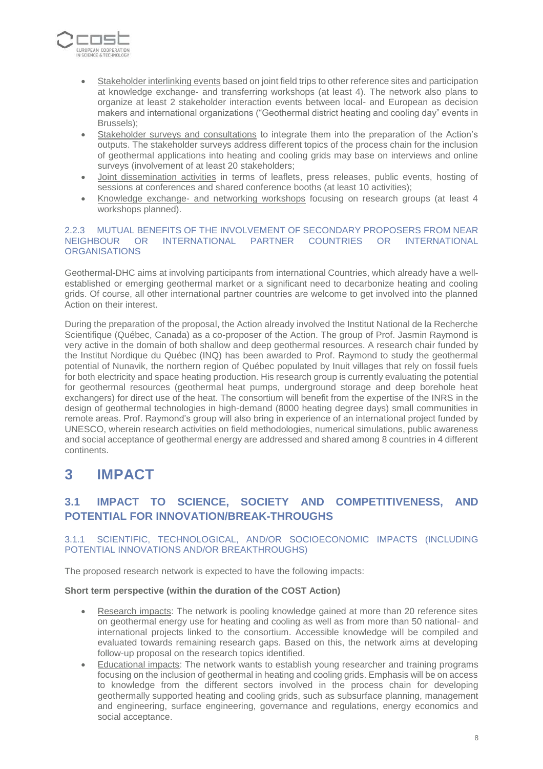- Stakeholder interlinking events based on joint field trips to other reference sites and participation at knowledge exchange- and transferring workshops (at least 4). The network also plans to organize at least 2 stakeholder interaction events between local- and European as decision makers and international organizations ("Geothermal district heating and cooling day" events in Brussels);
- Stakeholder surveys and consultations to integrate them into the preparation of the Action's outputs. The stakeholder surveys address different topics of the process chain for the inclusion of geothermal applications into heating and cooling grids may base on interviews and online surveys (involvement of at least 20 stakeholders;
- Joint dissemination activities in terms of leaflets, press releases, public events, hosting of sessions at conferences and shared conference booths (at least 10 activities);
- Knowledge exchange- and networking workshops focusing on research groups (at least 4 workshops planned).

#### 2.2.3 MUTUAL BENEFITS OF THE INVOLVEMENT OF SECONDARY PROPOSERS FROM NEAR NEIGHBOUR OR INTERNATIONAL PARTNER COUNTRIES OR INTERNATIONAL ORGANISATIONS

Geothermal-DHC aims at involving participants from international Countries, which already have a well-established or emerging geothermal market or a significant need to decarbonize heating and cooling grids. Of course, all other international partner countries are welcome to get involved into the planned Action on their interest.

During the preparation of the proposal, the Action already involved the Institut National de la Recherche Scientifique (Québec, Canada) as a co-proposer of the Action. The group of Prof. Jasmin Raymond is very active in the domain of both shallow and deep geothermal resources. A research chair funded by the Institut Nordique du Québec (INQ) has been awarded to Prof. Raymond to study the geothermal potential of Nunavik, the northern region of Québec populated by Inuit villages that rely on fossil fuels for both electricity and space heating production. His research group is currently evaluating the potential for geothermal resources (geothermal heat pumps, underground storage and deep borehole heat exchangers) for direct use of the heat. The consortium will benefit from the expertise of the INRS in the design of geothermal technologies in high-demand (8000 heating degree days) small communities in remote areas. Prof. Raymond's group will also bring in experience of an international project funded by UNESCO, wherein research activities on field methodologies, numerical simulations, public awareness and social acceptance of geothermal energy are addressed and shared among 8 countries in 4 different continents.

# 3 IMPACT

## 3.1 IMPACT TO SCIENCE, SOCIETY AND COMPETITIVENESS, AND POTENTIAL FOR INNOVATION/BREAK-THROUGHS

#### 3.1.1 SCIENTIFIC, TECHNOLOGICAL, AND/OR SOCIOECONOMIC IMPACTS (INCLUDING POTENTIAL INNOVATIONS AND/OR BREAKTHROUGHS)

The proposed research network is expected to have the following impacts:

**Short term perspective (within the duration of the COST Action)**

- Research impacts: The network is pooling knowledge gained at more than 20 reference sites on geothermal energy use for heating and cooling as well as from more than 50 national- and international projects linked to the consortium. Accessible knowledge will be compiled and evaluated towards remaining research gaps. Based on this, the network aims at developing follow-up proposal on the research topics identified.
- Educational impacts: The network wants to establish young researcher and training programs focusing on the inclusion of geothermal in heating and cooling grids. Emphasis will be on access to knowledge from the different sectors involved in the process chain for developing geothermally supported heating and cooling grids, such as subsurface planning, management and engineering, surface engineering, governance and regulations, energy economics and social acceptance.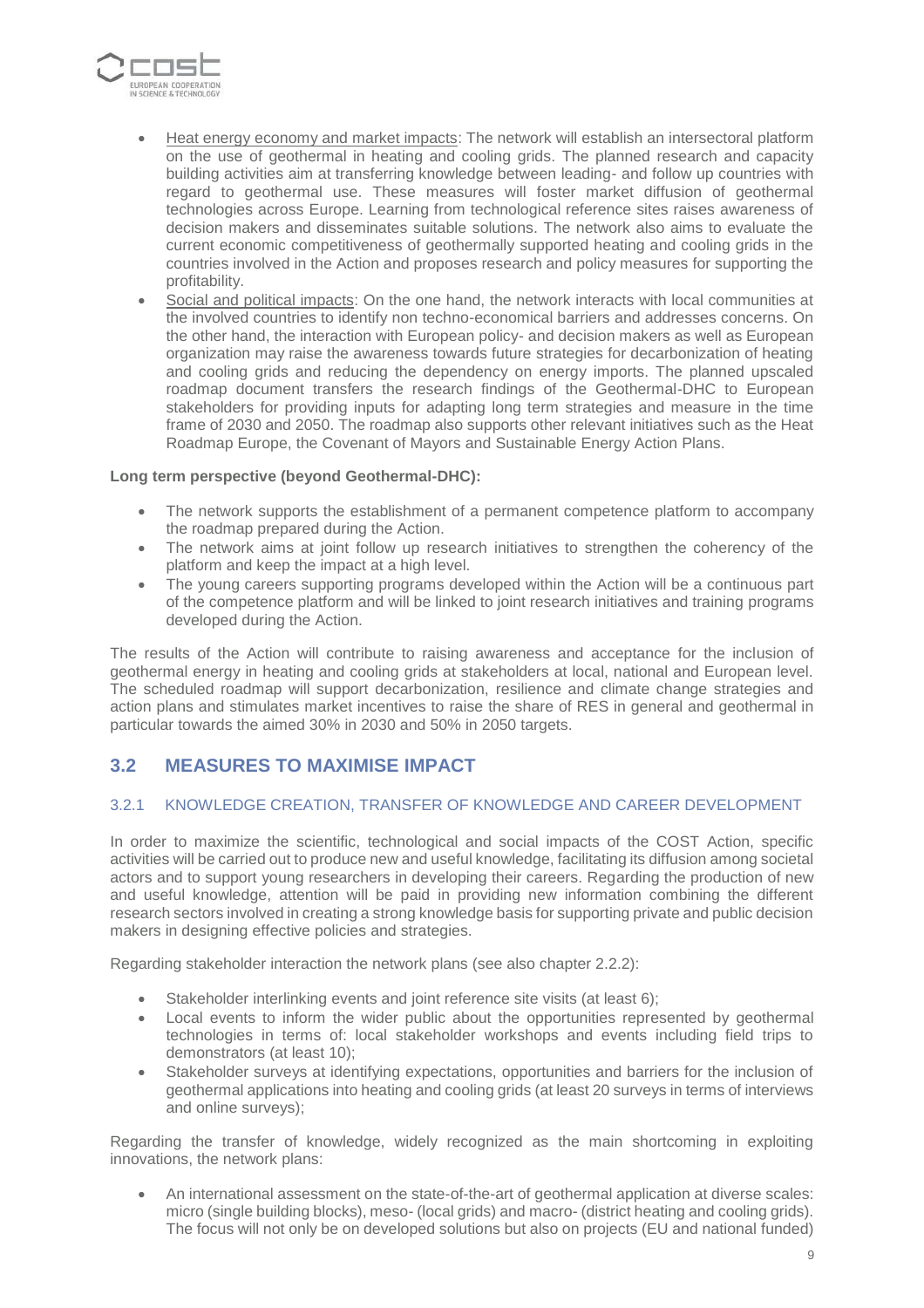- Heat energy economy and market impacts: The network will establish an intersectoral platform on the use of geothermal in heating and cooling grids. The planned research and capacity building activities aim at transferring knowledge between leading- and follow up countries with regard to geothermal use. These measures will foster market diffusion of geothermal technologies across Europe. Learning from technological reference sites raises awareness of decision makers and disseminates suitable solutions. The network also aims to evaluate the current economic competitiveness of geothermally supported heating and cooling grids in the countries involved in the Action and proposes research and policy measures for supporting the profitability.
- Social and political impacts: On the one hand, the network interacts with local communities at the involved countries to identify non techno-economical barriers and addresses concerns. On the other hand, the interaction with European policy- and decision makers as well as European organization may raise the awareness towards future strategies for decarbonization of heating and cooling grids and reducing the dependency on energy imports. The planned upscaled roadmap document transfers the research findings of the Geothermal-DHC to European stakeholders for providing inputs for adapting long term strategies and measure in the time frame of 2030 and 2050. The roadmap also supports other relevant initiatives such as the Heat Roadmap Europe, the Covenant of Mayors and Sustainable Energy Action Plans.

**Long term perspective (beyond Geothermal-DHC):**

- The network supports the establishment of a permanent competence platform to accompany the roadmap prepared during the Action.
- The network aims at joint follow up research initiatives to strengthen the coherency of the platform and keep the impact at a high level.
- The young careers supporting programs developed within the Action will be a continuous part of the competence platform and will be linked to joint research initiatives and training programs developed during the Action.

The results of the Action will contribute to raising awareness and acceptance for the inclusion of geothermal energy in heating and cooling grids at stakeholders at local, national and European level. The scheduled roadmap will support decarbonization, resilience and climate change strategies and action plans and stimulates market incentives to raise the share of RES in general and geothermal in particular towards the aimed 30% in 2030 and 50% in 2050 targets.

## 3.2 MEASURES TO MAXIMISE IMPACT

### 3.2.1 KNOWLEDGE CREATION, TRANSFER OF KNOWLEDGE AND CAREER DEVELOPMENT

In order to maximize the scientific, technological and social impacts of the COST Action, specific activities will be carried out to produce new and useful knowledge, facilitating its diffusion among societal actors and to support young researchers in developing their careers. Regarding the production of new and useful knowledge, attention will be paid in providing new information combining the different research sectors involved in creating a strong knowledge basis for supporting private and public decision makers in designing effective policies and strategies.

Regarding stakeholder interaction the network plans (see also chapter 2.2.2):

- Stakeholder interlinking events and joint reference site visits (at least 6);
- Local events to inform the wider public about the opportunities represented by geothermal technologies in terms of: local stakeholder workshops and events including field trips to demonstrators (at least 10);
- Stakeholder surveys at identifying expectations, opportunities and barriers for the inclusion of geothermal applications into heating and cooling grids (at least 20 surveys in terms of interviews and online surveys);

Regarding the transfer of knowledge, widely recognized as the main shortcoming in exploiting innovations, the network plans:

- An international assessment on the state-of-the-art of geothermal application at diverse scales: micro (single building blocks), meso- (local grids) and macro- (district heating and cooling grids). The focus will not only be on developed solutions but also on projects (EU and national funded)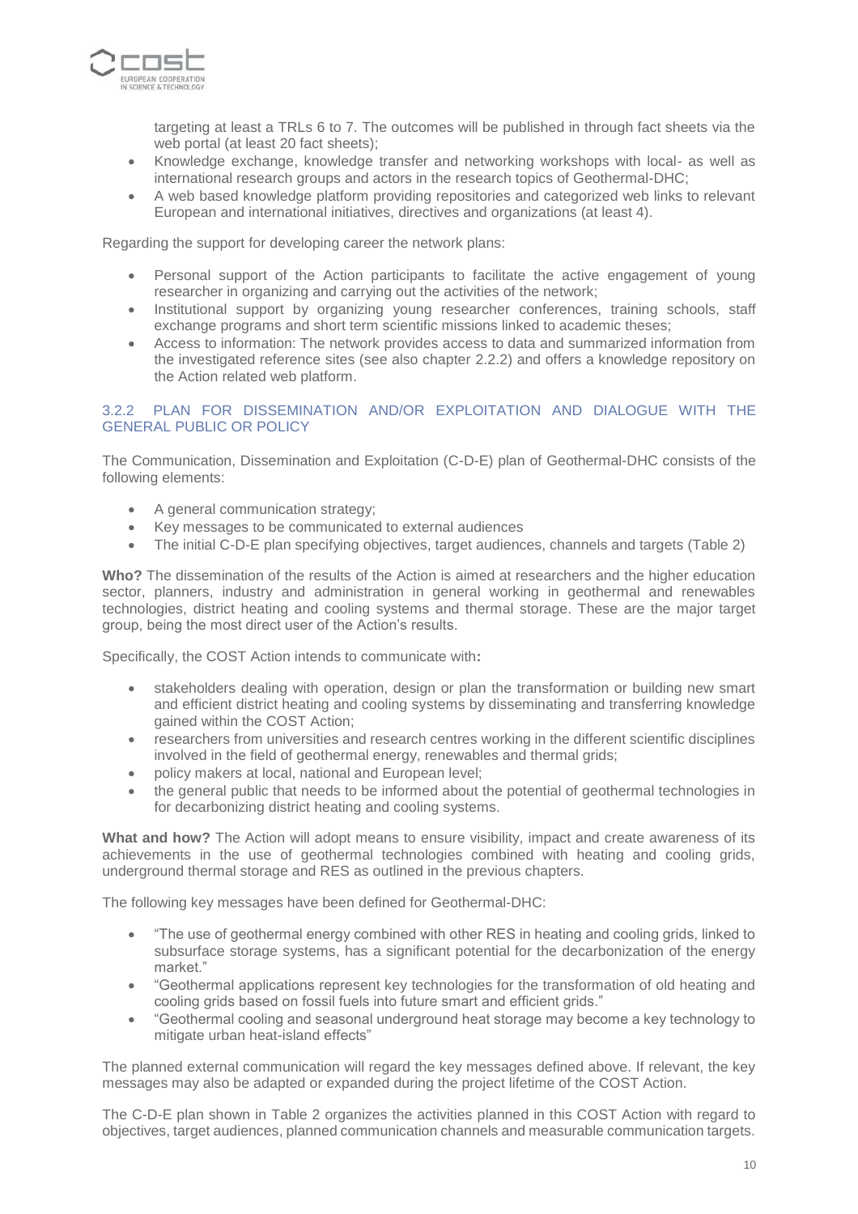targeting at least a TRLs 6 to 7. The outcomes will be published in through fact sheets via the web portal (at least 20 fact sheets);
- Knowledge exchange, knowledge transfer and networking workshops with local- as well as international research groups and actors in the research topics of Geothermal-DHC;
- A web based knowledge platform providing repositories and categorized web links to relevant European and international initiatives, directives and organizations (at least 4).

Regarding the support for developing career the network plans:

- Personal support of the Action participants to facilitate the active engagement of young researcher in organizing and carrying out the activities of the network;
- Institutional support by organizing young researcher conferences, training schools, staff exchange programs and short term scientific missions linked to academic theses;
- Access to information: The network provides access to data and summarized information from the investigated reference sites (see also chapter 2.2.2) and offers a knowledge repository on the Action related web platform.

### 3.2.2 PLAN FOR DISSEMINATION AND/OR EXPLOITATION AND DIALOGUE WITH THE GENERAL PUBLIC OR POLICY

The Communication, Dissemination and Exploitation (C-D-E) plan of Geothermal-DHC consists of the following elements:

- A general communication strategy;
- Key messages to be communicated to external audiences
- The initial C-D-E plan specifying objectives, target audiences, channels and targets (Table 2)

**Who?** The dissemination of the results of the Action is aimed at researchers and the higher education sector, planners, industry and administration in general working in geothermal and renewables technologies, district heating and cooling systems and thermal storage. These are the major target group, being the most direct user of the Action's results.

Specifically, the COST Action intends to communicate with**:**

- stakeholders dealing with operation, design or plan the transformation or building new smart and efficient district heating and cooling systems by disseminating and transferring knowledge gained within the COST Action;
- researchers from universities and research centres working in the different scientific disciplines involved in the field of geothermal energy, renewables and thermal grids;
- policy makers at local, national and European level;
- the general public that needs to be informed about the potential of geothermal technologies in for decarbonizing district heating and cooling systems.

**What and how?** The Action will adopt means to ensure visibility, impact and create awareness of its achievements in the use of geothermal technologies combined with heating and cooling grids, underground thermal storage and RES as outlined in the previous chapters.

The following key messages have been defined for Geothermal-DHC:

- "The use of geothermal energy combined with other RES in heating and cooling grids, linked to subsurface storage systems, has a significant potential for the decarbonization of the energy market."
- "Geothermal applications represent key technologies for the transformation of old heating and cooling grids based on fossil fuels into future smart and efficient grids."
- "Geothermal cooling and seasonal underground heat storage may become a key technology to mitigate urban heat-island effects"

The planned external communication will regard the key messages defined above. If relevant, the key messages may also be adapted or expanded during the project lifetime of the COST Action.

The C-D-E plan shown in Table 2 organizes the activities planned in this COST Action with regard to objectives, target audiences, planned communication channels and measurable communication targets.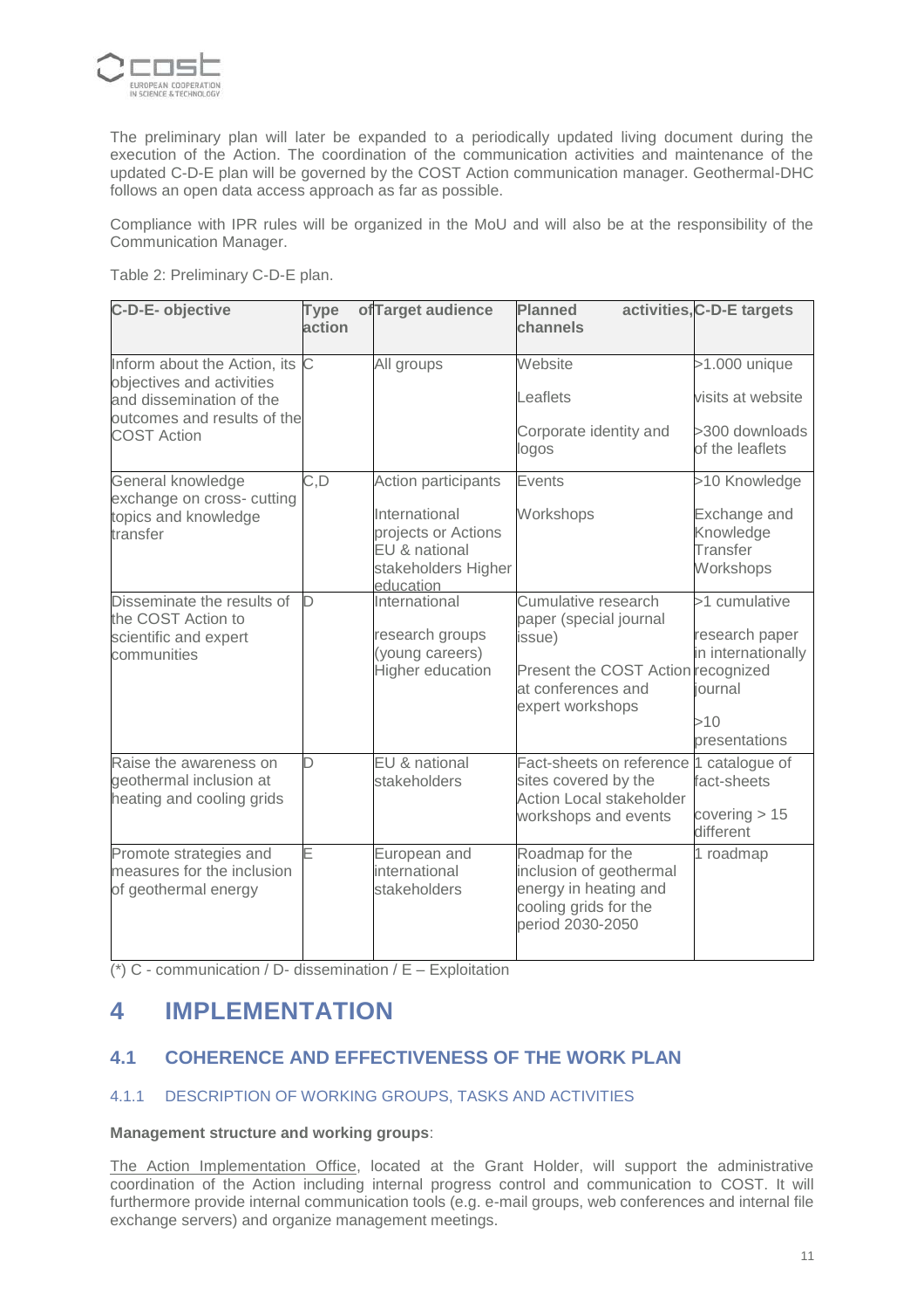The preliminary plan will later be expanded to a periodically updated living document during the execution of the Action. The coordination of the communication activities and maintenance of the updated C-D-E plan will be governed by the COST Action communication manager. Geothermal-DHC follows an open data access approach as far as possible.

Compliance with IPR rules will be organized in the MoU and will also be at the responsibility of the Communication Manager.

Table 2: Preliminary C-D-E plan.

| C-D-E- objective | Type of action | Target audience | Planned activities, channels | C-D-E targets |
|---|---|---|---|---|
| Inform about the Action, its objectives and activities and dissemination of the outcomes and results of the COST Action | C | All groups | Website<br>Leaflets<br>Corporate identity and logos | >1.000 unique visits at website<br>>300 downloads of the leaflets |
| General knowledge exchange on cross- cutting topics and knowledge transfer | C,D | Action participants<br>International projects or Actions EU & national stakeholders Higher education | Events<br>Workshops | >10 Knowledge Exchange and Knowledge Transfer Workshops |
| Disseminate the results of the COST Action to scientific and expert communities | D | International research groups (young careers) Higher education | Cumulative research paper (special journal issue)<br>Present the COST Action at conferences and expert workshops | >1 cumulative research paper in internationally recognized journal<br>>10 presentations |
| Raise the awareness on geothermal inclusion at heating and cooling grids | D | EU & national stakeholders | Fact-sheets on reference sites covered by the Action Local stakeholder workshops and events | 1 catalogue of fact-sheets covering > 15 different |
| Promote strategies and measures for the inclusion of geothermal energy | E | European and international stakeholders | Roadmap for the inclusion of geothermal energy in heating and cooling grids for the period 2030-2050 | 1 roadmap |

(*) C - communication / D- dissemination / E – Exploitation

# 4 IMPLEMENTATION

## 4.1 COHERENCE AND EFFECTIVENESS OF THE WORK PLAN

### 4.1.1 DESCRIPTION OF WORKING GROUPS, TASKS AND ACTIVITIES

**Management structure and working groups**:

The Action Implementation Office, located at the Grant Holder, will support the administrative coordination of the Action including internal progress control and communication to COST. It will furthermore provide internal communication tools (e.g. e-mail groups, web conferences and internal file exchange servers) and organize management meetings.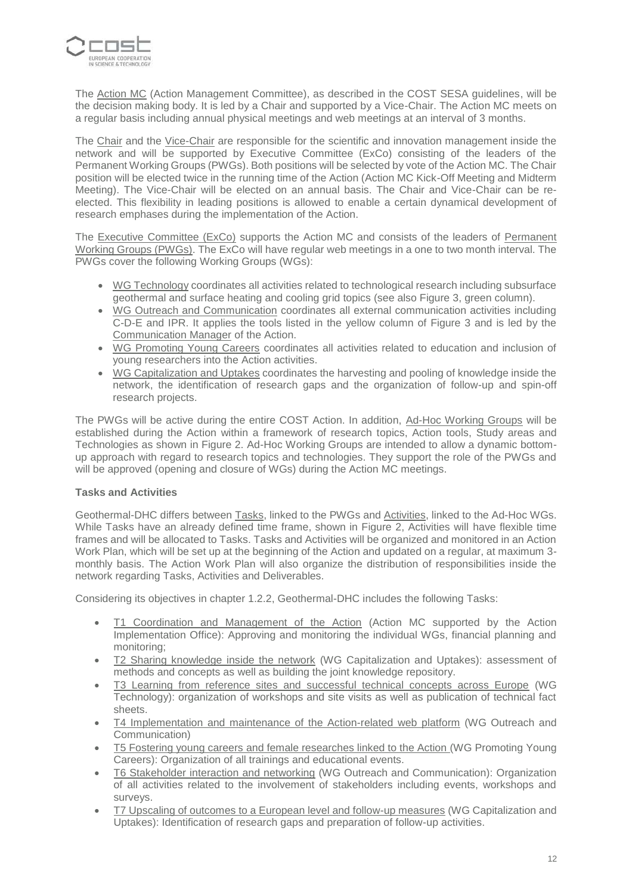The Action MC (Action Management Committee), as described in the COST SESA guidelines, will be the decision making body. It is led by a Chair and supported by a Vice-Chair. The Action MC meets on a regular basis including annual physical meetings and web meetings at an interval of 3 months.

The Chair and the Vice-Chair are responsible for the scientific and innovation management inside the network and will be supported by Executive Committee (ExCo) consisting of the leaders of the Permanent Working Groups (PWGs). Both positions will be selected by vote of the Action MC. The Chair position will be elected twice in the running time of the Action (Action MC Kick-Off Meeting and Midterm Meeting). The Vice-Chair will be elected on an annual basis. The Chair and Vice-Chair can be re-elected. This flexibility in leading positions is allowed to enable a certain dynamical development of research emphases during the implementation of the Action.

The Executive Committee (ExCo) supports the Action MC and consists of the leaders of Permanent Working Groups (PWGs). The ExCo will have regular web meetings in a one to two month interval. The PWGs cover the following Working Groups (WGs):

- WG Technology coordinates all activities related to technological research including subsurface geothermal and surface heating and cooling grid topics (see also Figure 3, green column).
- WG Outreach and Communication coordinates all external communication activities including C-D-E and IPR. It applies the tools listed in the yellow column of Figure 3 and is led by the Communication Manager of the Action.
- WG Promoting Young Careers coordinates all activities related to education and inclusion of young researchers into the Action activities.
- WG Capitalization and Uptakes coordinates the harvesting and pooling of knowledge inside the network, the identification of research gaps and the organization of follow-up and spin-off research projects.

The PWGs will be active during the entire COST Action. In addition, Ad-Hoc Working Groups will be established during the Action within a framework of research topics, Action tools, Study areas and Technologies as shown in Figure 2. Ad-Hoc Working Groups are intended to allow a dynamic bottom-up approach with regard to research topics and technologies. They support the role of the PWGs and will be approved (opening and closure of WGs) during the Action MC meetings.

**Tasks and Activities**

Geothermal-DHC differs between Tasks, linked to the PWGs and Activities, linked to the Ad-Hoc WGs. While Tasks have an already defined time frame, shown in Figure 2, Activities will have flexible time frames and will be allocated to Tasks. Tasks and Activities will be organized and monitored in an Action Work Plan, which will be set up at the beginning of the Action and updated on a regular, at maximum 3-monthly basis. The Action Work Plan will also organize the distribution of responsibilities inside the network regarding Tasks, Activities and Deliverables.

Considering its objectives in chapter 1.2.2, Geothermal-DHC includes the following Tasks:

- T1 Coordination and Management of the Action (Action MC supported by the Action Implementation Office): Approving and monitoring the individual WGs, financial planning and monitoring;
- T2 Sharing knowledge inside the network (WG Capitalization and Uptakes): assessment of methods and concepts as well as building the joint knowledge repository.
- T3 Learning from reference sites and successful technical concepts across Europe (WG Technology): organization of workshops and site visits as well as publication of technical fact sheets.
- T4 Implementation and maintenance of the Action-related web platform (WG Outreach and Communication)
- T5 Fostering young careers and female researches linked to the Action (WG Promoting Young Careers): Organization of all trainings and educational events.
- T6 Stakeholder interaction and networking (WG Outreach and Communication): Organization of all activities related to the involvement of stakeholders including events, workshops and surveys.
- T7 Upscaling of outcomes to a European level and follow-up measures (WG Capitalization and Uptakes): Identification of research gaps and preparation of follow-up activities.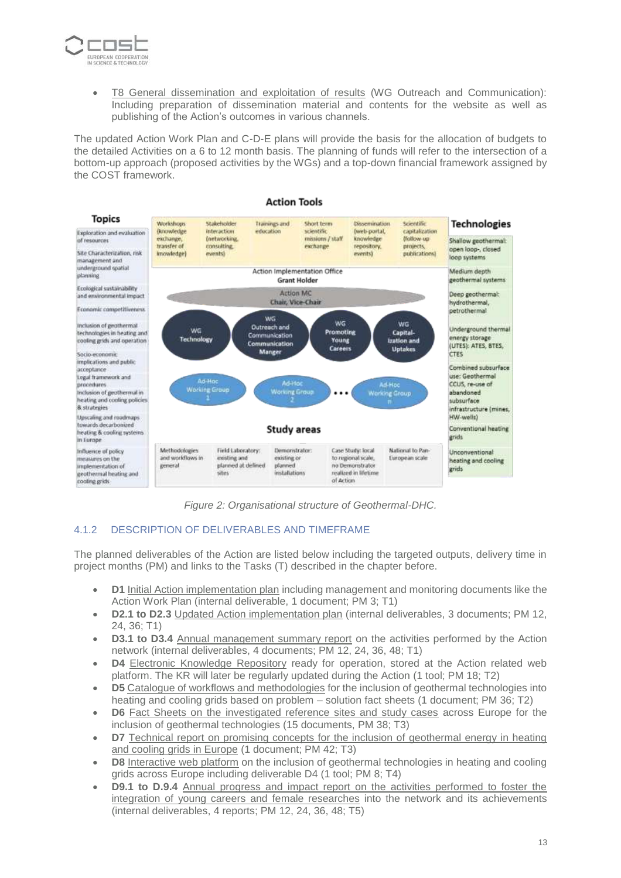- T8 General dissemination and exploitation of results (WG Outreach and Communication): Including preparation of dissemination material and contents for the website as well as publishing of the Action's outcomes in various channels.

The updated Action Work Plan and C-D-E plans will provide the basis for the allocation of budgets to the detailed Activities on a 6 to 12 month basis. The planning of funds will refer to the intersection of a bottom-up approach (proposed activities by the WGs) and a top-down financial framework assigned by the COST framework.

*Figure 2: Organisational structure of Geothermal-DHC.*

### 4.1.2 DESCRIPTION OF DELIVERABLES AND TIMEFRAME

The planned deliverables of the Action are listed below including the targeted outputs, delivery time in project months (PM) and links to the Tasks (T) described in the chapter before.

- **D1** Initial Action implementation plan including management and monitoring documents like the Action Work Plan (internal deliverable, 1 document; PM 3; T1)
- **D2.1 to D2.3** Updated Action implementation plan (internal deliverables, 3 documents; PM 12, 24, 36; T1)
- **D3.1 to D3.4** Annual management summary report on the activities performed by the Action network (internal deliverables, 4 documents; PM 12, 24, 36, 48; T1)
- **D4** Electronic Knowledge Repository ready for operation, stored at the Action related web platform. The KR will later be regularly updated during the Action (1 tool; PM 18; T2)
- **D5** Catalogue of workflows and methodologies for the inclusion of geothermal technologies into heating and cooling grids based on problem – solution fact sheets (1 document; PM 36; T2)
- **D6** Fact Sheets on the investigated reference sites and study cases across Europe for the inclusion of geothermal technologies (15 documents, PM 38; T3)
- **D7** Technical report on promising concepts for the inclusion of geothermal energy in heating and cooling grids in Europe (1 document; PM 42; T3)
- **D8** Interactive web platform on the inclusion of geothermal technologies in heating and cooling grids across Europe including deliverable D4 (1 tool; PM 8; T4)
- **D9.1 to D.9.4** Annual progress and impact report on the activities performed to foster the integration of young careers and female researches into the network and its achievements (internal deliverables, 4 reports; PM 12, 24, 36, 48; T5)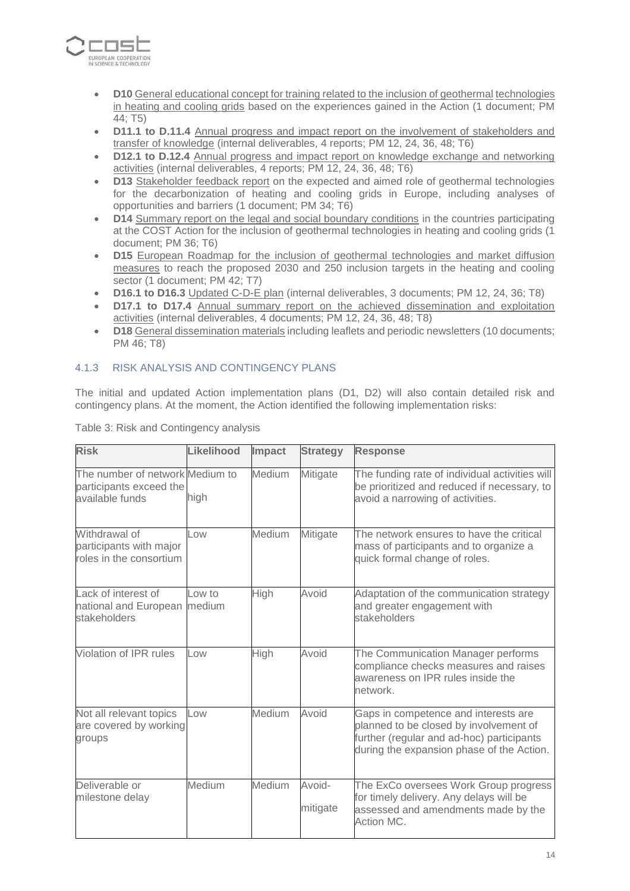- **D10** General educational concept for training related to the inclusion of geothermal technologies in heating and cooling grids based on the experiences gained in the Action (1 document; PM 44; T5)
- **D11.1 to D.11.4** Annual progress and impact report on the involvement of stakeholders and transfer of knowledge (internal deliverables, 4 reports; PM 12, 24, 36, 48; T6)
- **D12.1 to D.12.4** Annual progress and impact report on knowledge exchange and networking activities (internal deliverables, 4 reports; PM 12, 24, 36, 48; T6)
- **D13** Stakeholder feedback report on the expected and aimed role of geothermal technologies for the decarbonization of heating and cooling grids in Europe, including analyses of opportunities and barriers (1 document; PM 34; T6)
- **D14** Summary report on the legal and social boundary conditions in the countries participating at the COST Action for the inclusion of geothermal technologies in heating and cooling grids (1 document; PM 36; T6)
- **D15** European Roadmap for the inclusion of geothermal technologies and market diffusion measures to reach the proposed 2030 and 250 inclusion targets in the heating and cooling sector (1 document; PM 42; T7)
- **D16.1 to D16.3** Updated C-D-E plan (internal deliverables, 3 documents; PM 12, 24, 36; T8)
- **D17.1 to D17.4** Annual summary report on the achieved dissemination and exploitation activities (internal deliverables, 4 documents; PM 12, 24, 36, 48; T8)
- **D18** General dissemination materials including leaflets and periodic newsletters (10 documents; PM 46; T8)

### 4.1.3 RISK ANALYSIS AND CONTINGENCY PLANS

The initial and updated Action implementation plans (D1, D2) will also contain detailed risk and contingency plans. At the moment, the Action identified the following implementation risks:

Table 3: Risk and Contingency analysis

| Risk | Likelihood | Impact | Strategy | Response |
|---|---|---|---|---|
| The number of network participants exceed the available funds | Medium to high | Medium | Mitigate | The funding rate of individual activities will be prioritized and reduced if necessary, to avoid a narrowing of activities. |
| Withdrawal of participants with major roles in the consortium | Low | Medium | Mitigate | The network ensures to have the critical mass of participants and to organize a quick formal change of roles. |
| Lack of interest of national and European stakeholders | Low to medium | High | Avoid | Adaptation of the communication strategy and greater engagement with stakeholders |
| Violation of IPR rules | Low | High | Avoid | The Communication Manager performs compliance checks measures and raises awareness on IPR rules inside the network. |
| Not all relevant topics are covered by working groups | Low | Medium | Avoid | Gaps in competence and interests are planned to be closed by involvement of further (regular and ad-hoc) participants during the expansion phase of the Action. |
| Deliverable or milestone delay | Medium | Medium | Avoid-mitigate | The ExCo oversees Work Group progress for timely delivery. Any delays will be assessed and amendments made by the Action MC. |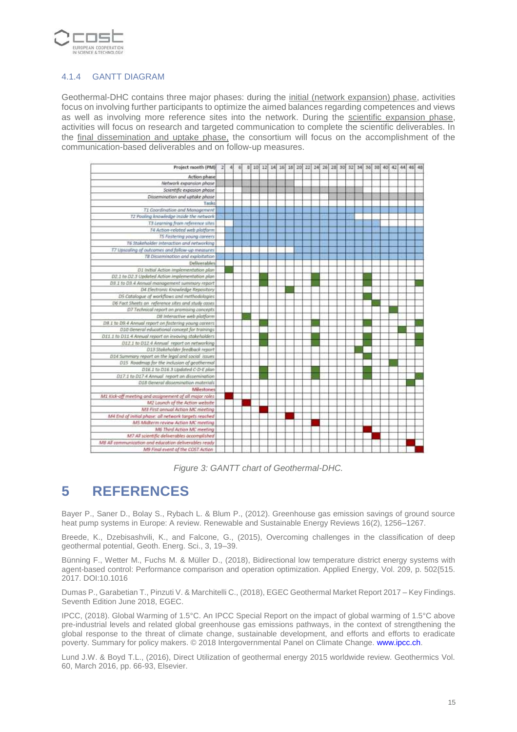### 4.1.4 GANTT DIAGRAM

Geothermal-DHC contains three major phases: during the initial (network expansion) phase, activities focus on involving further participants to optimize the aimed balances regarding competences and views as well as involving more reference sites into the network. During the scientific expansion phase, activities will focus on research and targeted communication to complete the scientific deliverables. In the final dissemination and uptake phase, the consortium will focus on the accomplishment of the communication-based deliverables and on follow-up measures.

Project month (PM) 2 4 6 8 10 12 14 16 18 20 22 24 26 28 30 32 34 36 38 40 42 44 46 48

Action phase
Network expansion phase
Scientific expansion phase
Dissemination and uptake phase

Tasks
T1 Coordination and Management
T2 Pooling knowledge inside the network
T3 Learning from reference sites
T4 Action-related web platform
T5 Fostering young careers
T6 Stakeholder interaction and networking
T7 Upscaling of outcomes and follow-up measures
T8 Dissemination and exploitation

Deliverables
D1 Initial Action implementation plan
D2.1 to D2.3 Updated Action implementation plan
D3.1 to D3.4 Annual management summary report
D4 Electronic Knowledge Repository
D5 Catalogue of workflows and methodologies
D6 Fact Sheets on reference sites and study cases
D7 Technical report on promising concepts
D8 Interactive web platform
D9.1 to D9.4 Annual report on fostering young careers
D10 General educational concept for trainings
D11.1 to D11.4 Annual report on invoving stakeholders
D12.1 to D12.4 Annual report on networking
D13 Stakeholder feedback report
D14 Summary report on the legal and social issues
D15 Roadmap for the inclusion of geothermal
D16.1 to D16.3 Updated C-D-E plan
D17.1 to D17.4 Annual report on dissemination
D18 General dissemination materials

Milestones
M1 Kick-off meeting and assignement of all major roles
M2 Launch of the Action website
M3 First annual Action MC meeting
M4 End of initial phase: all network targets reached
M5 Midterm review Action MC meeting
M6 Third Action MC meeting
M7 All scientific deliverables accomplished
M8 All communication and education deliverables ready
M9 Final event of the COST Action

*Figure 3: GANTT chart of Geothermal-DHC.*

# 5 REFERENCES

Bayer P., Saner D., Bolay S., Rybach L. & Blum P., (2012). Greenhouse gas emission savings of ground source heat pump systems in Europe: A review. Renewable and Sustainable Energy Reviews 16(2), 1256–1267.

Breede, K., Dzebisashvili, K., and Falcone, G., (2015), Overcoming challenges in the classification of deep geothermal potential, Geoth. Energ. Sci., 3, 19–39.

Bünning F., Wetter M., Fuchs M. & Müller D., (2018), Bidirectional low temperature district energy systems with agent-based control: Performance comparison and operation optimization. Applied Energy, Vol. 209, p. 502{515. 2017. DOI:10.1016

Dumas P., Garabetian T., Pinzuti V. & Marchitelli C., (2018), EGEC Geothermal Market Report 2017 – Key Findings. Seventh Edition June 2018, EGEC.

IPCC, (2018). Global Warming of 1.5°C. An IPCC Special Report on the impact of global warming of 1.5°C above pre-industrial levels and related global greenhouse gas emissions pathways, in the context of strengthening the global response to the threat of climate change, sustainable development, and efforts and efforts to eradicate poverty. Summary for policy makers. © 2018 Intergovernmental Panel on Climate Change. www.ipcc.ch.

Lund J.W. & Boyd T.L., (2016), Direct Utilization of geothermal energy 2015 worldwide review. Geothermics Vol. 60, March 2016, pp. 66-93, Elsevier.